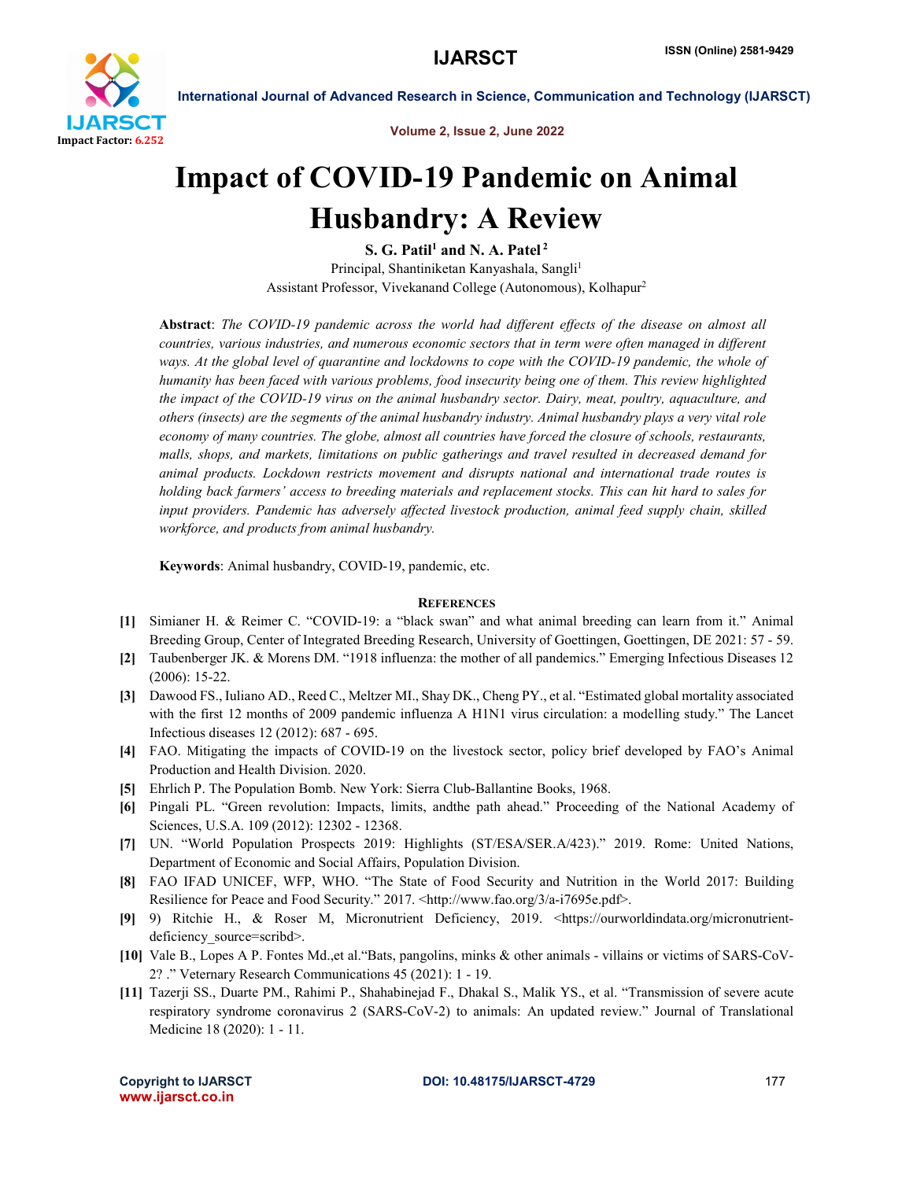# Impact of COVID-19 Pandemic on Animal Husbandry: A Review

**S. G. Patil[1] and N. A. Patel[2]**

Principal, Shantiniketan Kanyashala, Sangli[1]

Assistant Professor, Vivekanand College (Autonomous), Kolhapur[2]

**Abstract**: *The COVID-19 pandemic across the world had different effects of the disease on almost all countries, various industries, and numerous economic sectors that in term were often managed in different ways. At the global level of quarantine and lockdowns to cope with the COVID-19 pandemic, the whole of humanity has been faced with various problems, food insecurity being one of them. This review highlighted the impact of the COVID-19 virus on the animal husbandry sector. Dairy, meat, poultry, aquaculture, and others (insects) are the segments of the animal husbandry industry. Animal husbandry plays a very vital role economy of many countries. The globe, almost all countries have forced the closure of schools, restaurants, malls, shops, and markets, limitations on public gatherings and travel resulted in decreased demand for animal products. Lockdown restricts movement and disrupts national and international trade routes is holding back farmers' access to breeding materials and replacement stocks. This can hit hard to sales for input providers. Pandemic has adversely affected livestock production, animal feed supply chain, skilled workforce, and products from animal husbandry.*

**Keywords**: Animal husbandry, COVID-19, pandemic, etc.

## References

[1] Simianer H. & Reimer C. "COVID-19: a "black swan" and what animal breeding can learn from it." Animal Breeding Group, Center of Integrated Breeding Research, University of Goettingen, Goettingen, DE 2021: 57 - 59.

[2] Taubenberger JK. & Morens DM. "1918 influenza: the mother of all pandemics." Emerging Infectious Diseases 12 (2006): 15-22.

[3] Dawood FS., Iuliano AD., Reed C., Meltzer MI., Shay DK., Cheng PY., et al. "Estimated global mortality associated with the first 12 months of 2009 pandemic influenza A H1N1 virus circulation: a modelling study." The Lancet Infectious diseases 12 (2012): 687 - 695.

[4] FAO. Mitigating the impacts of COVID-19 on the livestock sector, policy brief developed by FAO's Animal Production and Health Division. 2020.

[5] Ehrlich P. The Population Bomb. New York: Sierra Club-Ballantine Books, 1968.

[6] Pingali PL. "Green revolution: Impacts, limits, andthe path ahead." Proceeding of the National Academy of Sciences, U.S.A. 109 (2012): 12302 - 12368.

[7] UN. "World Population Prospects 2019: Highlights (ST/ESA/SER.A/423)." 2019. Rome: United Nations, Department of Economic and Social Affairs, Population Division.

[8] FAO IFAD UNICEF, WFP, WHO. "The State of Food Security and Nutrition in the World 2017: Building Resilience for Peace and Food Security." 2017. <http://www.fao.org/3/a-i7695e.pdf>.

[9] 9) Ritchie H., & Roser M, Micronutrient Deficiency, 2019. <https://ourworldindata.org/micronutrient-deficiency_source=scribd>.

[10] Vale B., Lopes A P. Fontes Md.,et al."Bats, pangolins, minks & other animals - villains or victims of SARS-CoV-2? ." Veterinary Research Communications 45 (2021): 1 - 19.

[11] Tazerji SS., Duarte PM., Rahimi P., Shahabinejad F., Dhakal S., Malik YS., et al. "Transmission of severe acute respiratory syndrome coronavirus 2 (SARS-CoV-2) to animals: An updated review." Journal of Translational Medicine 18 (2020): 1 - 11.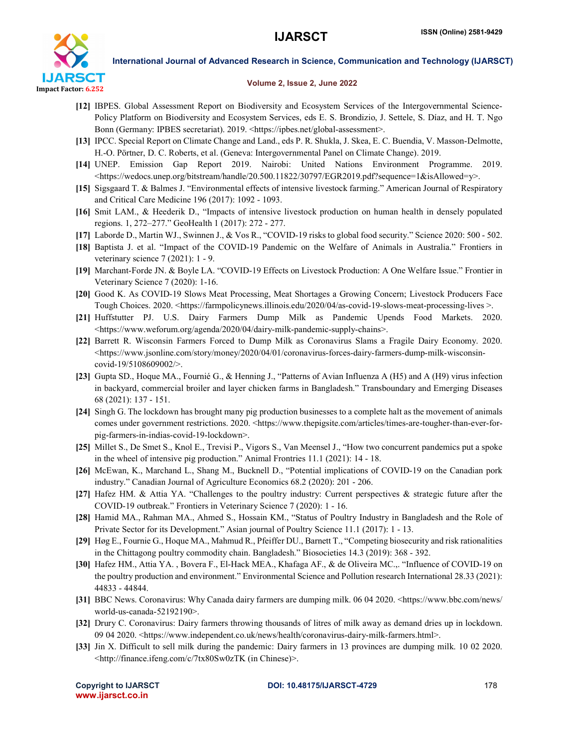[12] IBPES. Global Assessment Report on Biodiversity and Ecosystem Services of the Intergovernmental Science-Policy Platform on Biodiversity and Ecosystem Services, eds E. S. Brondizio, J. Settele, S. Díaz, and H. T. Ngo Bonn (Germany: IPBES secretariat). 2019. <https://ipbes.net/global-assessment>.

[13] IPCC. Special Report on Climate Change and Land., eds P. R. Shukla, J. Skea, E. C. Buendia, V. Masson-Delmotte, H.-O. Pörtner, D. C. Roberts, et al. (Geneva: Intergovernmental Panel on Climate Change). 2019.

[14] UNEP. Emission Gap Report 2019. Nairobi: United Nations Environment Programme. 2019. <https://wedocs.unep.org/bitstream/handle/20.500.11822/30797/EGR2019.pdf?sequence=1&isAllowed=y>.

[15] Sigsgaard T. & Balmes J. "Environmental effects of intensive livestock farming." American Journal of Respiratory and Critical Care Medicine 196 (2017): 1092 - 1093.

[16] Smit LAM., & Heederik D., "Impacts of intensive livestock production on human health in densely populated regions. 1, 272–277." GeoHealth 1 (2017): 272 - 277.

[17] Laborde D., Martin WJ., Swinnen J., & Vos R., "COVID-19 risks to global food security." Science 2020: 500 - 502.

[18] Baptista J. et al. "Impact of the COVID-19 Pandemic on the Welfare of Animals in Australia." Frontiers in veterinary science 7 (2021): 1 - 9.

[19] Marchant-Forde JN. & Boyle LA. "COVID-19 Effects on Livestock Production: A One Welfare Issue." Frontier in Veterinary Science 7 (2020): 1-16.

[20] Good K. As COVID-19 Slows Meat Processing, Meat Shortages a Growing Concern; Livestock Producers Face Tough Choices. 2020. <https://farmpolicynews.illinois.edu/2020/04/as-covid-19-slows-meat-processing-lives >.

[21] Huffstutter PJ. U.S. Dairy Farmers Dump Milk as Pandemic Upends Food Markets. 2020. <https://www.weforum.org/agenda/2020/04/dairy-milk-pandemic-supply-chains>.

[22] Barrett R. Wisconsin Farmers Forced to Dump Milk as Coronavirus Slams a Fragile Dairy Economy. 2020. <https://www.jsonline.com/story/money/2020/04/01/coronavirus-forces-dairy-farmers-dump-milk-wisconsin-covid-19/5108609002/>.

[23] Gupta SD., Hoque MA., Fournié G., & Henning J., "Patterns of Avian Influenza A (H5) and A (H9) virus infection in backyard, commercial broiler and layer chicken farms in Bangladesh." Transboundary and Emerging Diseases 68 (2021): 137 - 151.

[24] Singh G. The lockdown has brought many pig production businesses to a complete halt as the movement of animals comes under government restrictions. 2020. <https://www.thepigsite.com/articles/times-are-tougher-than-ever-for-pig-farmers-in-indias-covid-19-lockdown>.

[25] Millet S., De Smet S., Knol E., Trevisi P., Vigors S., Van Meensel J., "How two concurrent pandemics put a spoke in the wheel of intensive pig production." Animal Frontries 11.1 (2021): 14 - 18.

[26] McEwan, K., Marchand L., Shang M., Bucknell D., "Potential implications of COVID-19 on the Canadian pork industry." Canadian Journal of Agriculture Economics 68.2 (2020): 201 - 206.

[27] Hafez HM. & Attia YA. "Challenges to the poultry industry: Current perspectives & strategic future after the COVID-19 outbreak." Frontiers in Veterinary Science 7 (2020): 1 - 16.

[28] Hamid MA., Rahman MA., Ahmed S., Hossain KM., "Status of Poultry Industry in Bangladesh and the Role of Private Sector for its Development." Asian journal of Poultry Science 11.1 (2017): 1 - 13.

[29] Høg E., Fournie G., Hoque MA., Mahmud R., Pfeiffer DU., Barnett T., "Competing biosecurity and risk rationalities in the Chittagong poultry commodity chain. Bangladesh." Biosocieties 14.3 (2019): 368 - 392.

[30] Hafez HM., Attia YA. , Bovera F., El-Hack MEA., Khafaga AF., & de Oliveira MC.,. "Influence of COVID-19 on the poultry production and environment." Environmental Science and Pollution research International 28.33 (2021): 44833 - 44844.

[31] BBC News. Coronavirus: Why Canada dairy farmers are dumping milk. 06 04 2020. <https://www.bbc.com/news/world-us-canada-52192190>.

[32] Drury C. Coronavirus: Dairy farmers throwing thousands of litres of milk away as demand dries up in lockdown. 09 04 2020. <https://www.independent.co.uk/news/health/coronavirus-dairy-milk-farmers.html>.

[33] Jin X. Difficult to sell milk during the pandemic: Dairy farmers in 13 provinces are dumping milk. 10 02 2020. <http://finance.ifeng.com/c/7tx80Sw0zTK (in Chinese)>.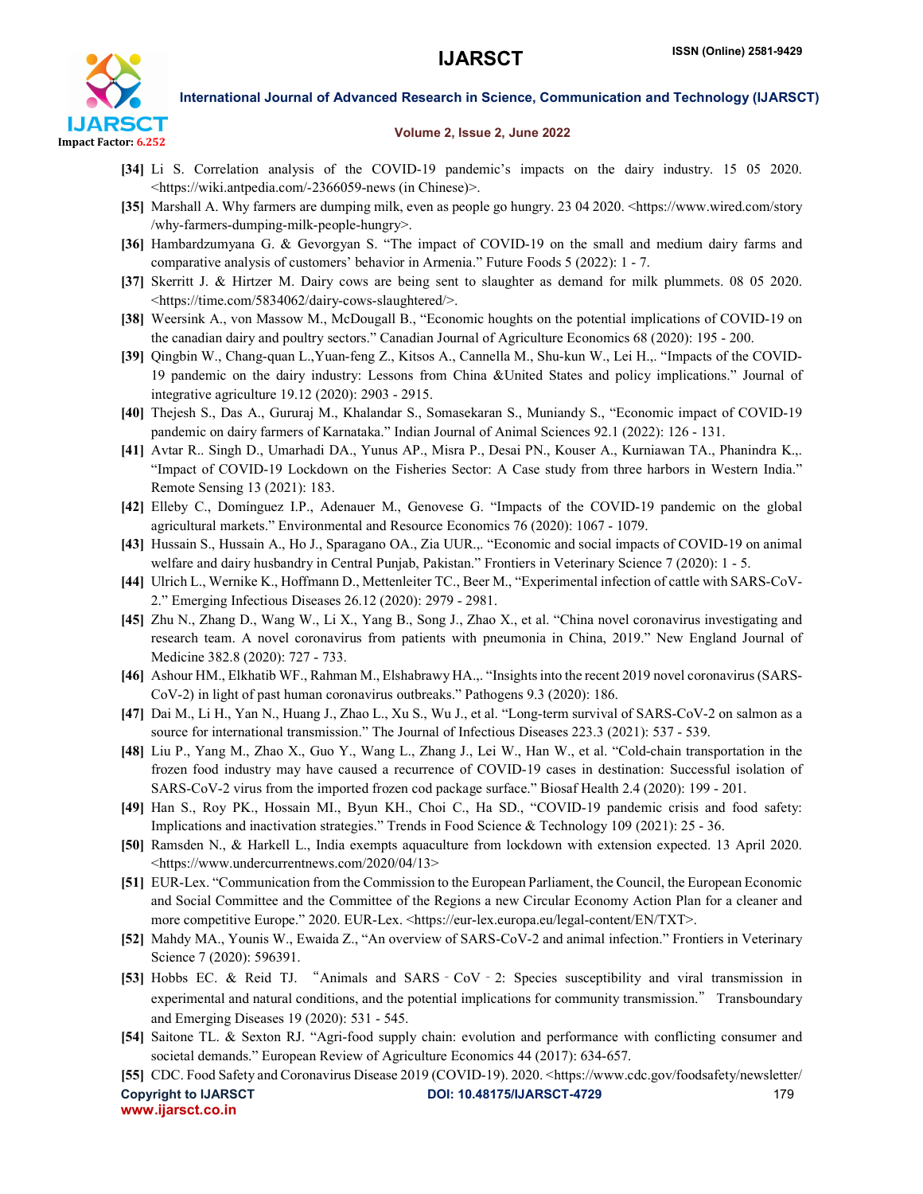[34] Li S. Correlation analysis of the COVID-19 pandemic's impacts on the dairy industry. 15 05 2020. <https://wiki.antpedia.com/-2366059-news (in Chinese)>.

[35] Marshall A. Why farmers are dumping milk, even as people go hungry. 23 04 2020. <https://www.wired.com/story /why-farmers-dumping-milk-people-hungry>.

[36] Hambardzumyana G. & Gevorgyan S. "The impact of COVID-19 on the small and medium dairy farms and comparative analysis of customers' behavior in Armenia." Future Foods 5 (2022): 1 - 7.

[37] Skerritt J. & Hirtzer M. Dairy cows are being sent to slaughter as demand for milk plummets. 08 05 2020. <https://time.com/5834062/dairy-cows-slaughtered/>.

[38] Weersink A., von Massow M., McDougall B., "Economic houghts on the potential implications of COVID-19 on the canadian dairy and poultry sectors." Canadian Journal of Agriculture Economics 68 (2020): 195 - 200.

[39] Qingbin W., Chang-quan L.,Yuan-feng Z., Kitsos A., Cannella M., Shu-kun W., Lei H.,. "Impacts of the COVID-19 pandemic on the dairy industry: Lessons from China &United States and policy implications." Journal of integrative agriculture 19.12 (2020): 2903 - 2915.

[40] Thejesh S., Das A., Gururaj M., Khalandar S., Somasekaran S., Muniandy S., "Economic impact of COVID-19 pandemic on dairy farmers of Karnataka." Indian Journal of Animal Sciences 92.1 (2022): 126 - 131.

[41] Avtar R.. Singh D., Umarhadi DA., Yunus AP., Misra P., Desai PN., Kouser A., Kurniawan TA., Phanindra K.,. "Impact of COVID-19 Lockdown on the Fisheries Sector: A Case study from three harbors in Western India." Remote Sensing 13 (2021): 183.

[42] Elleby C., Domínguez I.P., Adenauer M., Genovese G. "Impacts of the COVID-19 pandemic on the global agricultural markets." Environmental and Resource Economics 76 (2020): 1067 - 1079.

[43] Hussain S., Hussain A., Ho J., Sparagano OA., Zia UUR.,. "Economic and social impacts of COVID-19 on animal welfare and dairy husbandry in Central Punjab, Pakistan." Frontiers in Veterinary Science 7 (2020): 1 - 5.

[44] Ulrich L., Wernike K., Hoffmann D., Mettenleiter TC., Beer M., "Experimental infection of cattle with SARS-CoV-2." Emerging Infectious Diseases 26.12 (2020): 2979 - 2981.

[45] Zhu N., Zhang D., Wang W., Li X., Yang B., Song J., Zhao X., et al. "China novel coronavirus investigating and research team. A novel coronavirus from patients with pneumonia in China, 2019." New England Journal of Medicine 382.8 (2020): 727 - 733.

[46] Ashour HM., Elkhatib WF., Rahman M., Elshabrawy HA.,. "Insights into the recent 2019 novel coronavirus (SARS-CoV-2) in light of past human coronavirus outbreaks." Pathogens 9.3 (2020): 186.

[47] Dai M., Li H., Yan N., Huang J., Zhao L., Xu S., Wu J., et al. "Long-term survival of SARS-CoV-2 on salmon as a source for international transmission." The Journal of Infectious Diseases 223.3 (2021): 537 - 539.

[48] Liu P., Yang M., Zhao X., Guo Y., Wang L., Zhang J., Lei W., Han W., et al. "Cold-chain transportation in the frozen food industry may have caused a recurrence of COVID-19 cases in destination: Successful isolation of SARS-CoV-2 virus from the imported frozen cod package surface." Biosaf Health 2.4 (2020): 199 - 201.

[49] Han S., Roy PK., Hossain MI., Byun KH., Choi C., Ha SD., "COVID-19 pandemic crisis and food safety: Implications and inactivation strategies." Trends in Food Science & Technology 109 (2021): 25 - 36.

[50] Ramsden N., & Harkell L., India exempts aquaculture from lockdown with extension expected. 13 April 2020. <https://www.undercurrentnews.com/2020/04/13>

[51] EUR-Lex. "Communication from the Commission to the European Parliament, the Council, the European Economic and Social Committee and the Committee of the Regions a new Circular Economy Action Plan for a cleaner and more competitive Europe." 2020. EUR-Lex. <https://eur-lex.europa.eu/legal-content/EN/TXT>.

[52] Mahdy MA., Younis W., Ewaida Z., "An overview of SARS-CoV-2 and animal infection." Frontiers in Veterinary Science 7 (2020): 596391.

[53] Hobbs EC. & Reid TJ. "Animals and SARS‐CoV‐2: Species susceptibility and viral transmission in experimental and natural conditions, and the potential implications for community transmission." Transboundary and Emerging Diseases 19 (2020): 531 - 545.

[54] Saitone TL. & Sexton RJ. "Agri-food supply chain: evolution and performance with conflicting consumer and societal demands." European Review of Agriculture Economics 44 (2017): 634-657.

[55] CDC. Food Safety and Coronavirus Disease 2019 (COVID-19). 2020. <https://www.cdc.gov/foodsafety/newsletter/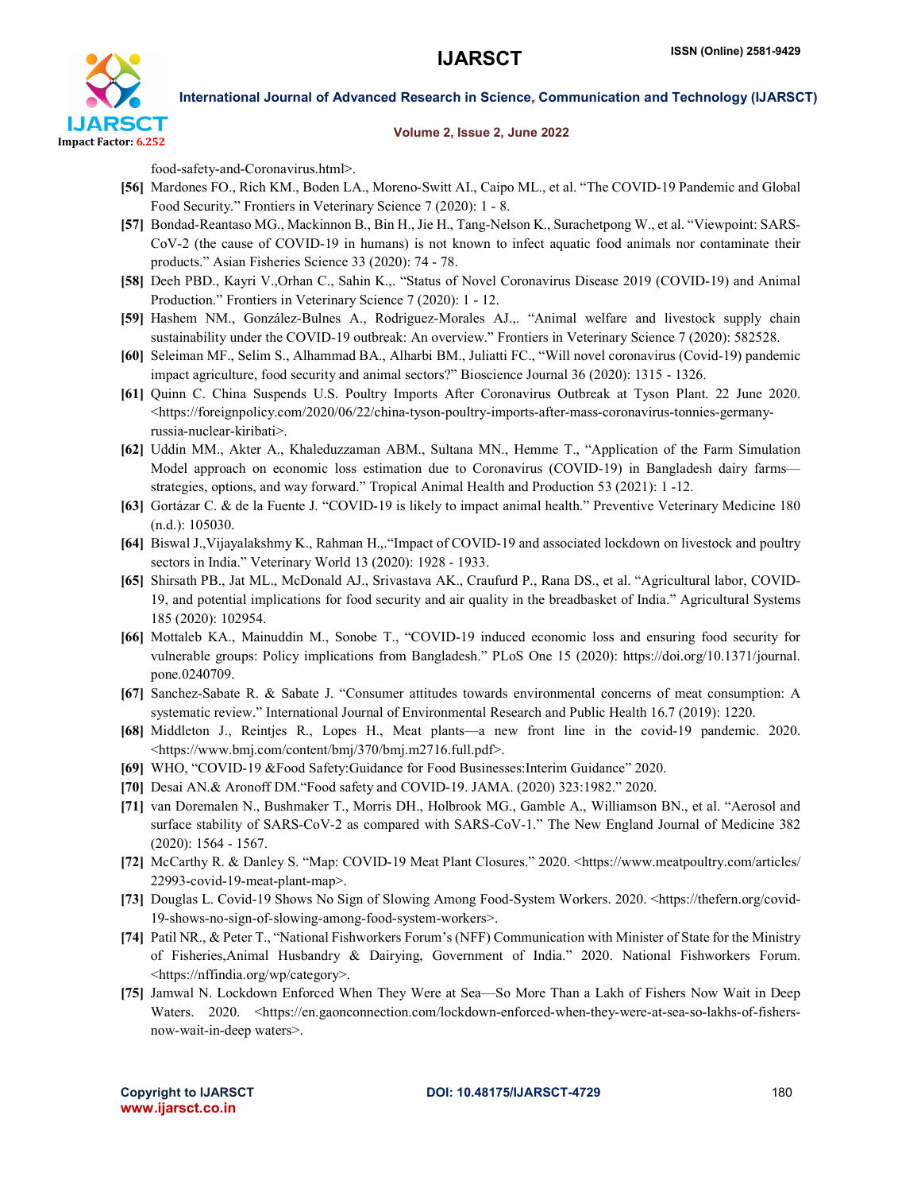food-safety-and-Coronavirus.html>.

**[56]** Mardones FO., Rich KM., Boden LA., Moreno-Switt AI., Caipo ML., et al. "The COVID-19 Pandemic and Global Food Security." Frontiers in Veterinary Science 7 (2020): 1 - 8.

**[57]** Bondad-Reantaso MG., Mackinnon B., Bin H., Jie H., Tang-Nelson K., Surachetpong W., et al. "Viewpoint: SARS-CoV-2 (the cause of COVID-19 in humans) is not known to infect aquatic food animals nor contaminate their products." Asian Fisheries Science 33 (2020): 74 - 78.

**[58]** Deeh PBD., Kayri V.,Orhan C., Sahin K.,. "Status of Novel Coronavirus Disease 2019 (COVID-19) and Animal Production." Frontiers in Veterinary Science 7 (2020): 1 - 12.

**[59]** Hashem NM., González-Bulnes A., Rodriguez-Morales AJ.,. "Animal welfare and livestock supply chain sustainability under the COVID-19 outbreak: An overview." Frontiers in Veterinary Science 7 (2020): 582528.

**[60]** Seleiman MF., Selim S., Alhammad BA., Alharbi BM., Juliatti FC., "Will novel coronavirus (Covid-19) pandemic impact agriculture, food security and animal sectors?" Bioscience Journal 36 (2020): 1315 - 1326.

**[61]** Quinn C. China Suspends U.S. Poultry Imports After Coronavirus Outbreak at Tyson Plant. 22 June 2020. <https://foreignpolicy.com/2020/06/22/china-tyson-poultry-imports-after-mass-coronavirus-tonnies-germany-russia-nuclear-kiribati>.

**[62]** Uddin MM., Akter A., Khaleduzzaman ABM., Sultana MN., Hemme T., "Application of the Farm Simulation Model approach on economic loss estimation due to Coronavirus (COVID-19) in Bangladesh dairy farms—strategies, options, and way forward." Tropical Animal Health and Production 53 (2021): 1 -12.

**[63]** Gortázar C. & de la Fuente J. "COVID-19 is likely to impact animal health." Preventive Veterinary Medicine 180 (n.d.): 105030.

**[64]** Biswal J.,Vijayalakshmy K., Rahman H.,."Impact of COVID-19 and associated lockdown on livestock and poultry sectors in India." Veterinary World 13 (2020): 1928 - 1933.

**[65]** Shirsath PB., Jat ML., McDonald AJ., Srivastava AK., Craufurd P., Rana DS., et al. "Agricultural labor, COVID-19, and potential implications for food security and air quality in the breadbasket of India." Agricultural Systems 185 (2020): 102954.

**[66]** Mottaleb KA., Mainuddin M., Sonobe T., "COVID-19 induced economic loss and ensuring food security for vulnerable groups: Policy implications from Bangladesh." PLoS One 15 (2020): https://doi.org/10.1371/journal.pone.0240709.

**[67]** Sanchez-Sabate R. & Sabate J. "Consumer attitudes towards environmental concerns of meat consumption: A systematic review." International Journal of Environmental Research and Public Health 16.7 (2019): 1220.

**[68]** Middleton J., Reintjes R., Lopes H., Meat plants—a new front line in the covid-19 pandemic. 2020. <https://www.bmj.com/content/bmj/370/bmj.m2716.full.pdf>.

**[69]** WHO, "COVID-19 &Food Safety:Guidance for Food Businesses:Interim Guidance" 2020.

**[70]** Desai AN.& Aronoff DM."Food safety and COVID-19. JAMA. (2020) 323:1982." 2020.

**[71]** van Doremalen N., Bushmaker T., Morris DH., Holbrook MG., Gamble A., Williamson BN., et al. "Aerosol and surface stability of SARS-CoV-2 as compared with SARS-CoV-1." The New England Journal of Medicine 382 (2020): 1564 - 1567.

**[72]** McCarthy R. & Danley S. "Map: COVID-19 Meat Plant Closures." 2020. <https://www.meatpoultry.com/articles/22993-covid-19-meat-plant-map>.

**[73]** Douglas L. Covid-19 Shows No Sign of Slowing Among Food-System Workers. 2020. <https://thefern.org/covid-19-shows-no-sign-of-slowing-among-food-system-workers>.

**[74]** Patil NR., & Peter T., "National Fishworkers Forum's (NFF) Communication with Minister of State for the Ministry of Fisheries,Animal Husbandry & Dairying, Government of India." 2020. National Fishworkers Forum. <https://nffindia.org/wp/category>.

**[75]** Jamwal N. Lockdown Enforced When They Were at Sea—So More Than a Lakh of Fishers Now Wait in Deep Waters. 2020. <https://en.gaonconnection.com/lockdown-enforced-when-they-were-at-sea-so-lakhs-of-fishers-now-wait-in-deep waters>.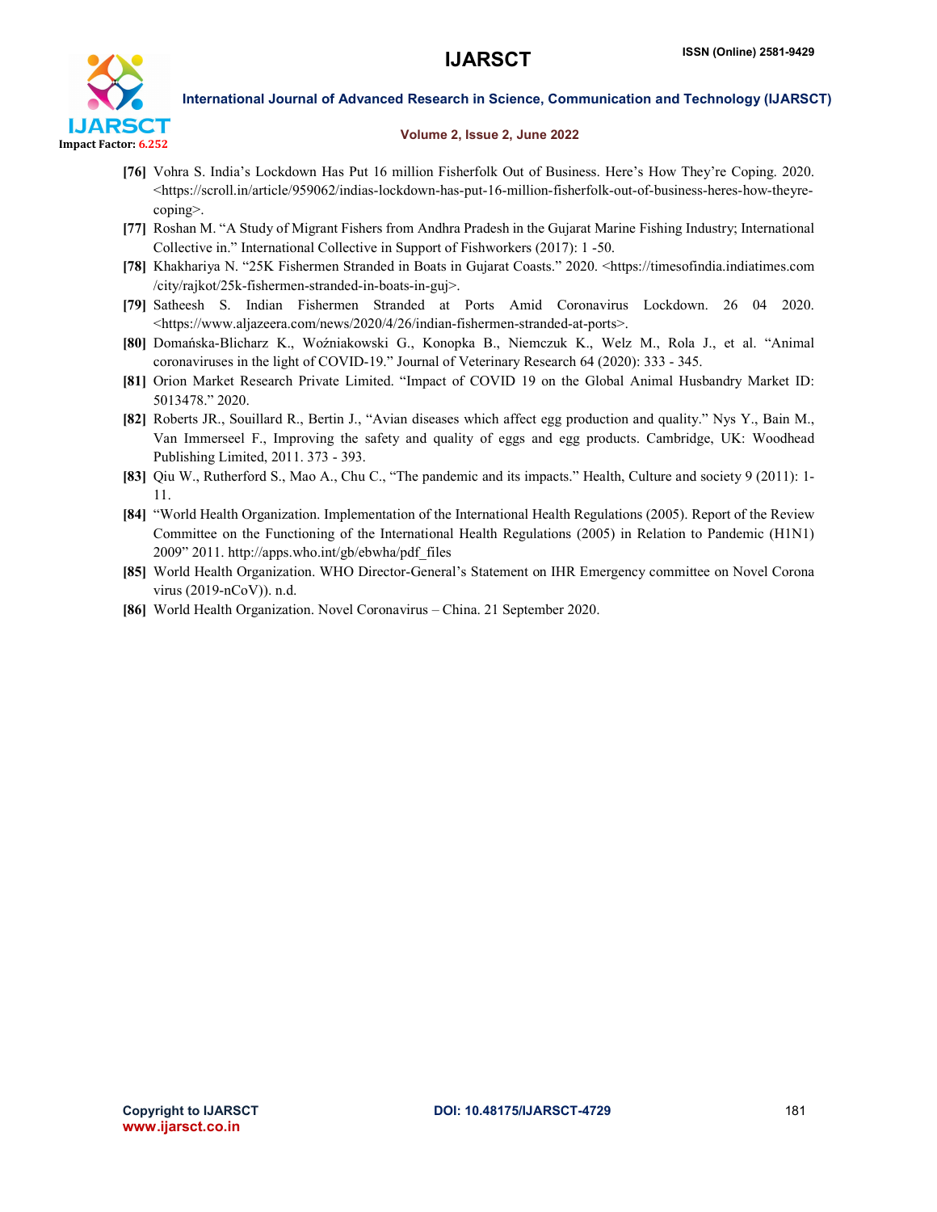**[76]** Vohra S. India's Lockdown Has Put 16 million Fisherfolk Out of Business. Here's How They're Coping. 2020. <https://scroll.in/article/959062/indias-lockdown-has-put-16-million-fisherfolk-out-of-business-heres-how-theyre-coping>.

**[77]** Roshan M. "A Study of Migrant Fishers from Andhra Pradesh in the Gujarat Marine Fishing Industry; International Collective in." International Collective in Support of Fishworkers (2017): 1 -50.

**[78]** Khakhariya N. "25K Fishermen Stranded in Boats in Gujarat Coasts." 2020. <https://timesofindia.indiatimes.com/city/rajkot/25k-fishermen-stranded-in-boats-in-guj>.

**[79]** Satheesh S. Indian Fishermen Stranded at Ports Amid Coronavirus Lockdown. 26 04 2020. <https://www.aljazeera.com/news/2020/4/26/indian-fishermen-stranded-at-ports>.

**[80]** Domańska-Blicharz K., Woźniakowski G., Konopka B., Niemczuk K., Welz M., Rola J., et al. "Animal coronaviruses in the light of COVID-19." Journal of Veterinary Research 64 (2020): 333 - 345.

**[81]** Orion Market Research Private Limited. "Impact of COVID 19 on the Global Animal Husbandry Market ID: 5013478." 2020.

**[82]** Roberts JR., Souillard R., Bertin J., "Avian diseases which affect egg production and quality." Nys Y., Bain M., Van Immerseel F., Improving the safety and quality of eggs and egg products. Cambridge, UK: Woodhead Publishing Limited, 2011. 373 - 393.

**[83]** Qiu W., Rutherford S., Mao A., Chu C., "The pandemic and its impacts." Health, Culture and society 9 (2011): 1-11.

**[84]** "World Health Organization. Implementation of the International Health Regulations (2005). Report of the Review Committee on the Functioning of the International Health Regulations (2005) in Relation to Pandemic (H1N1) 2009" 2011. http://apps.who.int/gb/ebwha/pdf_files

**[85]** World Health Organization. WHO Director-General's Statement on IHR Emergency committee on Novel Corona virus (2019-nCoV)). n.d.

**[86]** World Health Organization. Novel Coronavirus – China. 21 September 2020.